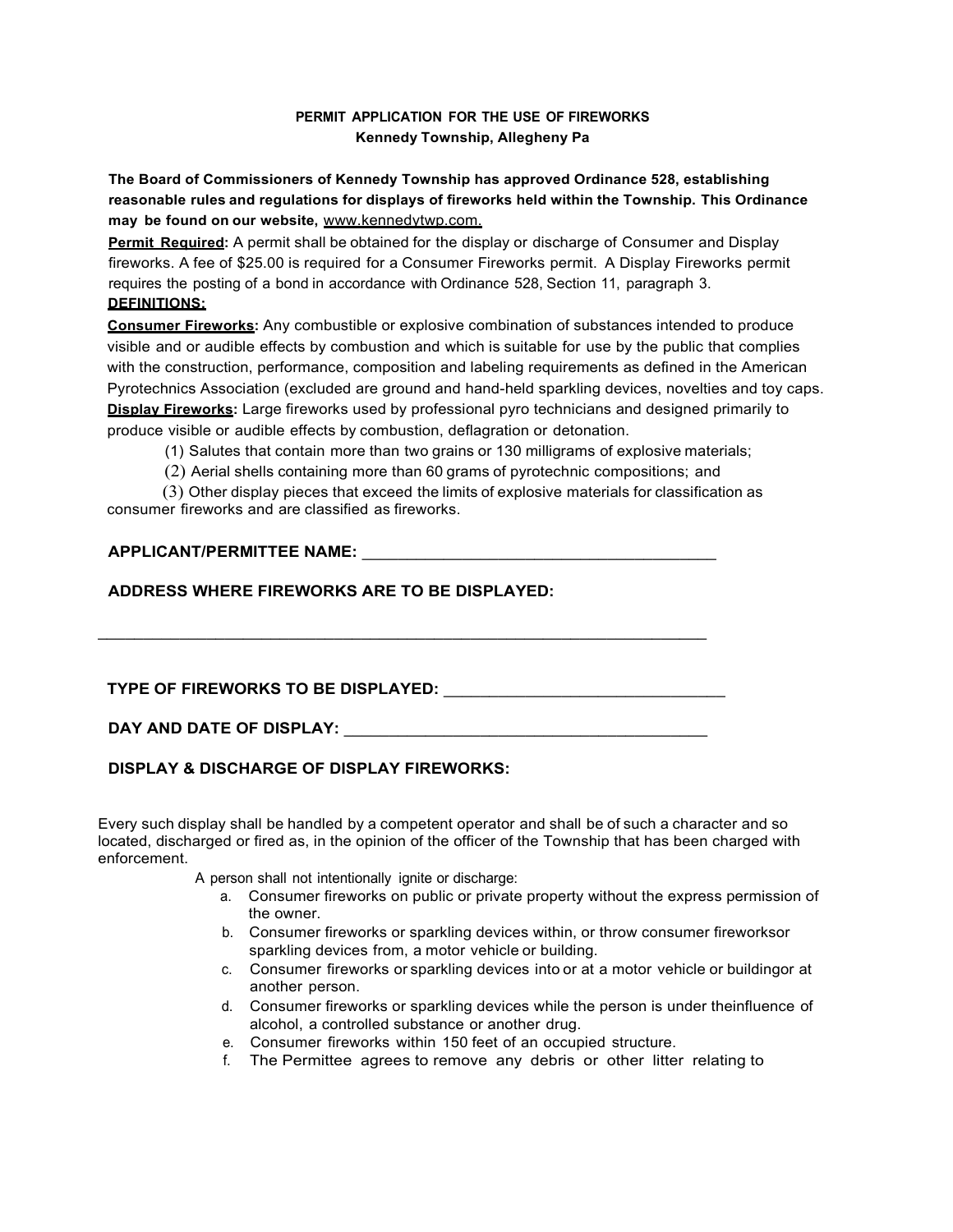**PERMIT APPLICATION FOR THE USE OF FIREWORKS**
**Kennedy Township, Allegheny Pa**

**The Board of Commissioners of Kennedy Township has approved Ordinance 528, establishing reasonable rules and regulations for displays of fireworks held within the Township. This Ordinance may be found on our website,** www.kennedytwp.com.

**Permit Required:** A permit shall be obtained for the display or discharge of Consumer and Display fireworks. A fee of $25.00 is required for a Consumer Fireworks permit. A Display Fireworks permit requires the posting of a bond in accordance with Ordinance 528, Section 11, paragraph 3.

**DEFINITIONS:**

**Consumer Fireworks:** Any combustible or explosive combination of substances intended to produce visible and or audible effects by combustion and which is suitable for use by the public that complies with the construction, performance, composition and labeling requirements as defined in the American Pyrotechnics Association (excluded are ground and hand-held sparkling devices, novelties and toy caps.

**Display Fireworks:** Large fireworks used by professional pyro technicians and designed primarily to produce visible or audible effects by combustion, deflagration or detonation.

(1) Salutes that contain more than two grains or 130 milligrams of explosive materials;

(2) Aerial shells containing more than 60 grams of pyrotechnic compositions; and

(3) Other display pieces that exceed the limits of explosive materials for classification as consumer fireworks and are classified as fireworks.

**APPLICANT/PERMITTEE NAME:** ________________________________________

**ADDRESS WHERE FIREWORKS ARE TO BE DISPLAYED:**

______________________________________________________________________

**TYPE OF FIREWORKS TO BE DISPLAYED:** ______________________________

**DAY AND DATE OF DISPLAY:** ________________________________________

**DISPLAY & DISCHARGE OF DISPLAY FIREWORKS:**

Every such display shall be handled by a competent operator and shall be of such a character and so located, discharged or fired as, in the opinion of the officer of the Township that has been charged with enforcement.

A person shall not intentionally ignite or discharge:

a. Consumer fireworks on public or private property without the express permission of the owner.
b. Consumer fireworks or sparkling devices within, or throw consumer fireworksor sparkling devices from, a motor vehicle or building.
c. Consumer fireworks or sparkling devices into or at a motor vehicle or buildingor at another person.
d. Consumer fireworks or sparkling devices while the person is under theinfluence of alcohol, a controlled substance or another drug.
e. Consumer fireworks within 150 feet of an occupied structure.
f. The Permittee agrees to remove any debris or other litter relating to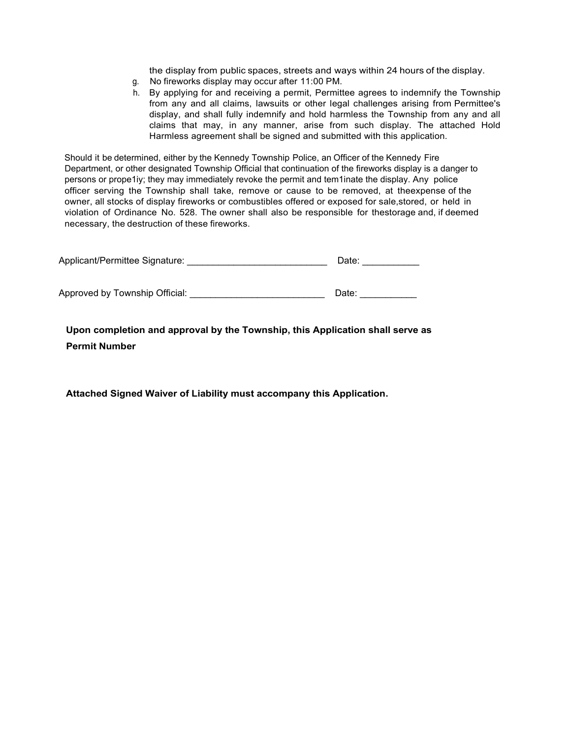the display from public spaces, streets and ways within 24 hours of the display.

g. No fireworks display may occur after 11:00 PM.
h. By applying for and receiving a permit, Permittee agrees to indemnify the Township from any and all claims, lawsuits or other legal challenges arising from Permittee's display, and shall fully indemnify and hold harmless the Township from any and all claims that may, in any manner, arise from such display. The attached Hold Harmless agreement shall be signed and submitted with this application.

Should it be determined, either by the Kennedy Township Police, an Officer of the Kennedy Fire Department, or other designated Township Official that continuation of the fireworks display is a danger to persons or prope1iy; they may immediately revoke the permit and tem1inate the display. Any police officer serving the Township shall take, remove or cause to be removed, at theexpense of the owner, all stocks of display fireworks or combustibles offered or exposed for sale,stored, or held in violation of Ordinance No. 528. The owner shall also be responsible for thestorage and, if deemed necessary, the destruction of these fireworks.

Applicant/Permittee Signature: ___________________________ Date: ___________

Approved by Township Official: __________________________ Date: ___________

**Upon completion and approval by the Township, this Application shall serve as Permit Number**

**Attached Signed Waiver of Liability must accompany this Application.**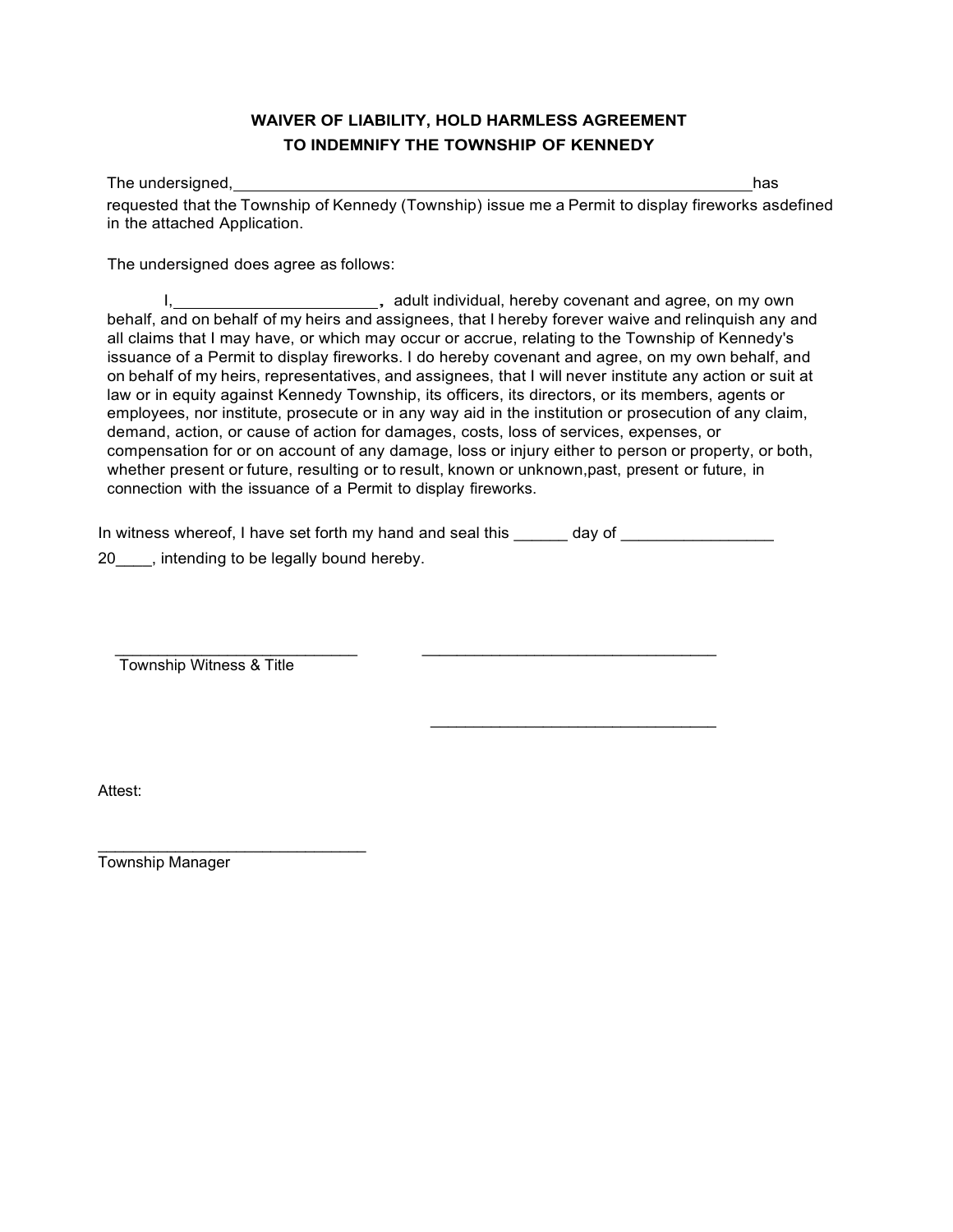**WAIVER OF LIABILITY, HOLD HARMLESS AGREEMENT**
**TO INDEMNIFY THE TOWNSHIP OF KENNEDY**

The undersigned, ____________________________________________________________has requested that the Township of Kennedy (Township) issue me a Permit to display fireworks asdefined in the attached Application.

The undersigned does agree as follows:

I, ______________________, adult individual, hereby covenant and agree, on my own behalf, and on behalf of my heirs and assignees, that I hereby forever waive and relinquish any and all claims that I may have, or which may occur or accrue, relating to the Township of Kennedy's issuance of a Permit to display fireworks. I do hereby covenant and agree, on my own behalf, and on behalf of my heirs, representatives, and assignees, that I will never institute any action or suit at law or in equity against Kennedy Township, its officers, its directors, or its members, agents or employees, nor institute, prosecute or in any way aid in the institution or prosecution of any claim, demand, action, or cause of action for damages, costs, loss of services, expenses, or compensation for or on account of any damage, loss or injury either to person or property, or both, whether present or future, resulting or to result, known or unknown,past, present or future, in connection with the issuance of a Permit to display fireworks.

In witness whereof, I have set forth my hand and seal this ______ day of _________________ 20____, intending to be legally bound hereby.

_____________________________ _________________________________
Township Witness & Title

_________________________________

Attest:

______________________________
Township Manager